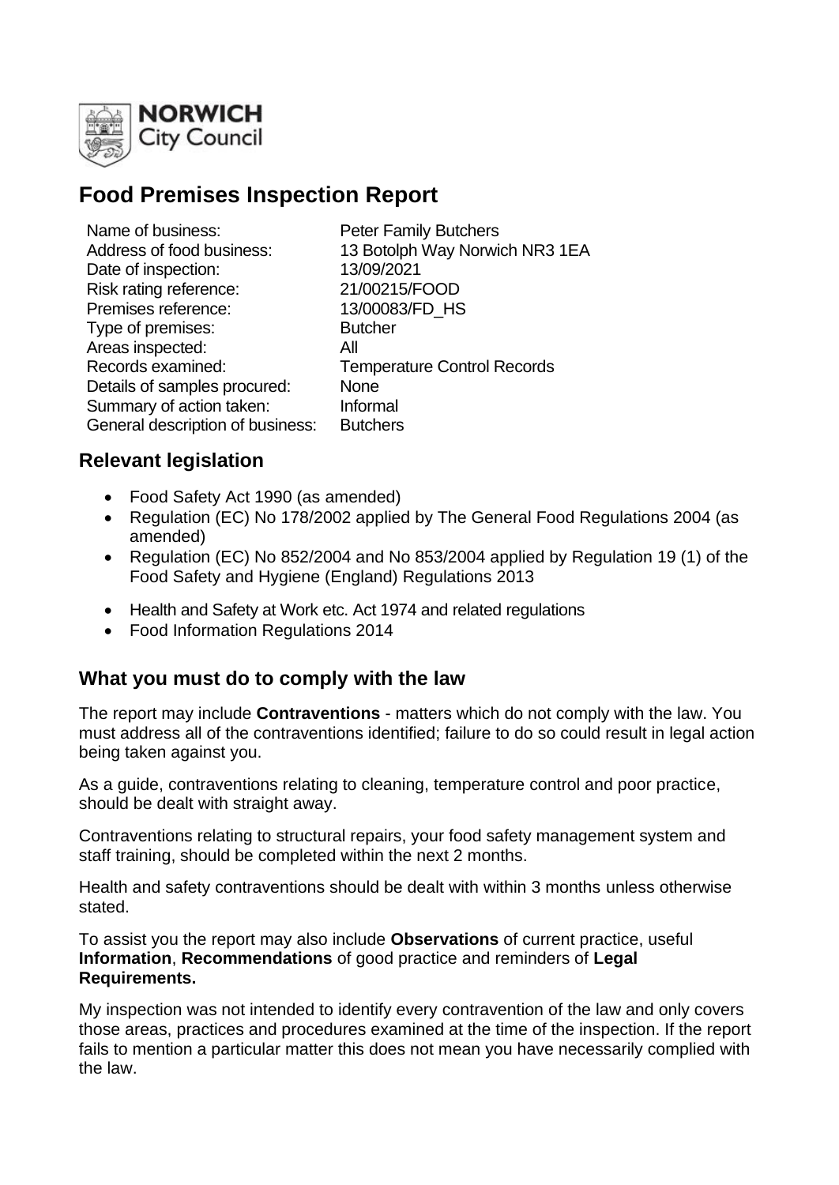NORWICH City Council

# Food Premises Inspection Report

| | |
|---|---|
| Name of business: | Peter Family Butchers |
| Address of food business: | 13 Botolph Way Norwich NR3 1EA |
| Date of inspection: | 13/09/2021 |
| Risk rating reference: | 21/00215/FOOD |
| Premises reference: | 13/00083/FD_HS |
| Type of premises: | Butcher |
| Areas inspected: | All |
| Records examined: | Temperature Control Records |
| Details of samples procured: | None |
| Summary of action taken: | Informal |
| General description of business: | Butchers |

## Relevant legislation

- Food Safety Act 1990 (as amended)
- Regulation (EC) No 178/2002 applied by The General Food Regulations 2004 (as amended)
- Regulation (EC) No 852/2004 and No 853/2004 applied by Regulation 19 (1) of the Food Safety and Hygiene (England) Regulations 2013
- Health and Safety at Work etc. Act 1974 and related regulations
- Food Information Regulations 2014

## What you must do to comply with the law

The report may include **Contraventions** - matters which do not comply with the law. You must address all of the contraventions identified; failure to do so could result in legal action being taken against you.

As a guide, contraventions relating to cleaning, temperature control and poor practice, should be dealt with straight away.

Contraventions relating to structural repairs, your food safety management system and staff training, should be completed within the next 2 months.

Health and safety contraventions should be dealt with within 3 months unless otherwise stated.

To assist you the report may also include **Observations** of current practice, useful **Information**, **Recommendations** of good practice and reminders of **Legal Requirements.**

My inspection was not intended to identify every contravention of the law and only covers those areas, practices and procedures examined at the time of the inspection. If the report fails to mention a particular matter this does not mean you have necessarily complied with the law.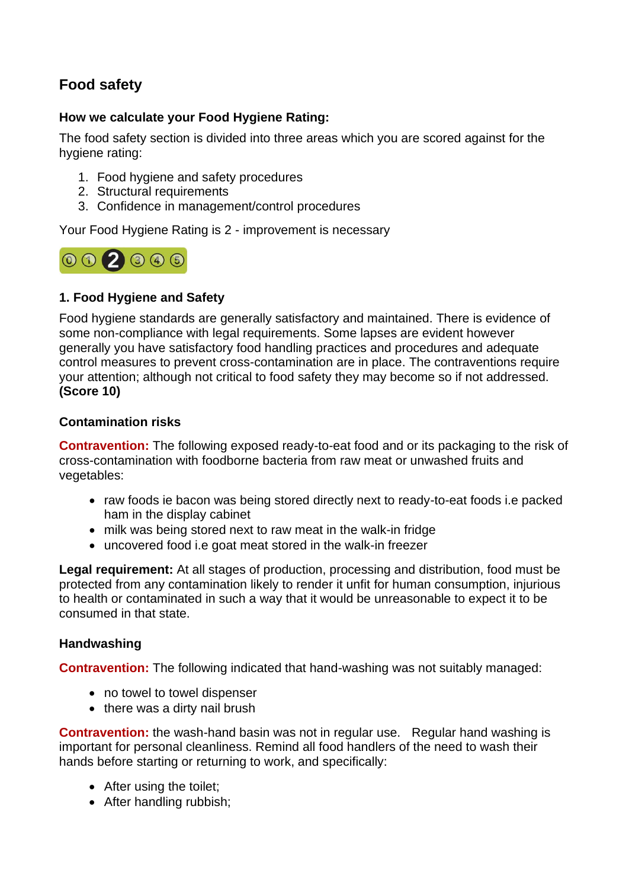## Food safety

### How we calculate your Food Hygiene Rating:

The food safety section is divided into three areas which you are scored against for the hygiene rating:

1. Food hygiene and safety procedures
2. Structural requirements
3. Confidence in management/control procedures

Your Food Hygiene Rating is 2 - improvement is necessary

### 1. Food Hygiene and Safety

Food hygiene standards are generally satisfactory and maintained. There is evidence of some non-compliance with legal requirements. Some lapses are evident however generally you have satisfactory food handling practices and procedures and adequate control measures to prevent cross-contamination are in place. The contraventions require your attention; although not critical to food safety they may become so if not addressed. **(Score 10)**

#### Contamination risks

**Contravention:** The following exposed ready-to-eat food and or its packaging to the risk of cross-contamination with foodborne bacteria from raw meat or unwashed fruits and vegetables:

- raw foods ie bacon was being stored directly next to ready-to-eat foods i.e packed ham in the display cabinet
- milk was being stored next to raw meat in the walk-in fridge
- uncovered food i.e goat meat stored in the walk-in freezer

**Legal requirement:** At all stages of production, processing and distribution, food must be protected from any contamination likely to render it unfit for human consumption, injurious to health or contaminated in such a way that it would be unreasonable to expect it to be consumed in that state.

#### Handwashing

**Contravention:** The following indicated that hand-washing was not suitably managed:

- no towel to towel dispenser
- there was a dirty nail brush

**Contravention:** the wash-hand basin was not in regular use. Regular hand washing is important for personal cleanliness. Remind all food handlers of the need to wash their hands before starting or returning to work, and specifically:

- After using the toilet;
- After handling rubbish;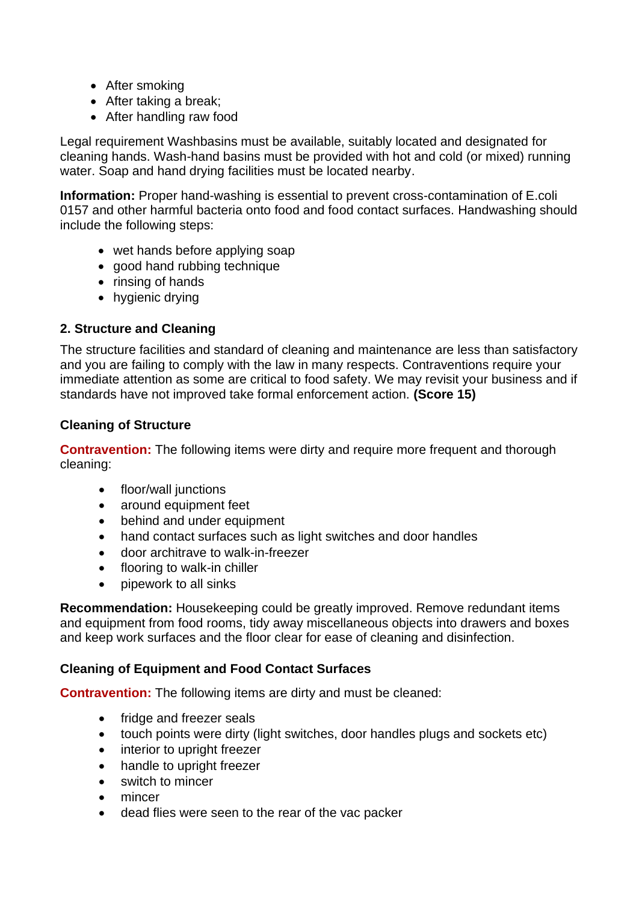- After smoking
- After taking a break;
- After handling raw food

Legal requirement Washbasins must be available, suitably located and designated for cleaning hands. Wash-hand basins must be provided with hot and cold (or mixed) running water. Soap and hand drying facilities must be located nearby.

**Information:** Proper hand-washing is essential to prevent cross-contamination of E.coli 0157 and other harmful bacteria onto food and food contact surfaces. Handwashing should include the following steps:

- wet hands before applying soap
- good hand rubbing technique
- rinsing of hands
- hygienic drying

### 2. Structure and Cleaning

The structure facilities and standard of cleaning and maintenance are less than satisfactory and you are failing to comply with the law in many respects. Contraventions require your immediate attention as some are critical to food safety. We may revisit your business and if standards have not improved take formal enforcement action. **(Score 15)**

#### Cleaning of Structure

**Contravention:** The following items were dirty and require more frequent and thorough cleaning:

- floor/wall junctions
- around equipment feet
- behind and under equipment
- hand contact surfaces such as light switches and door handles
- door architrave to walk-in-freezer
- flooring to walk-in chiller
- pipework to all sinks

**Recommendation:** Housekeeping could be greatly improved. Remove redundant items and equipment from food rooms, tidy away miscellaneous objects into drawers and boxes and keep work surfaces and the floor clear for ease of cleaning and disinfection.

#### Cleaning of Equipment and Food Contact Surfaces

**Contravention:** The following items are dirty and must be cleaned:

- fridge and freezer seals
- touch points were dirty (light switches, door handles plugs and sockets etc)
- interior to upright freezer
- handle to upright freezer
- switch to mincer
- mincer
- dead flies were seen to the rear of the vac packer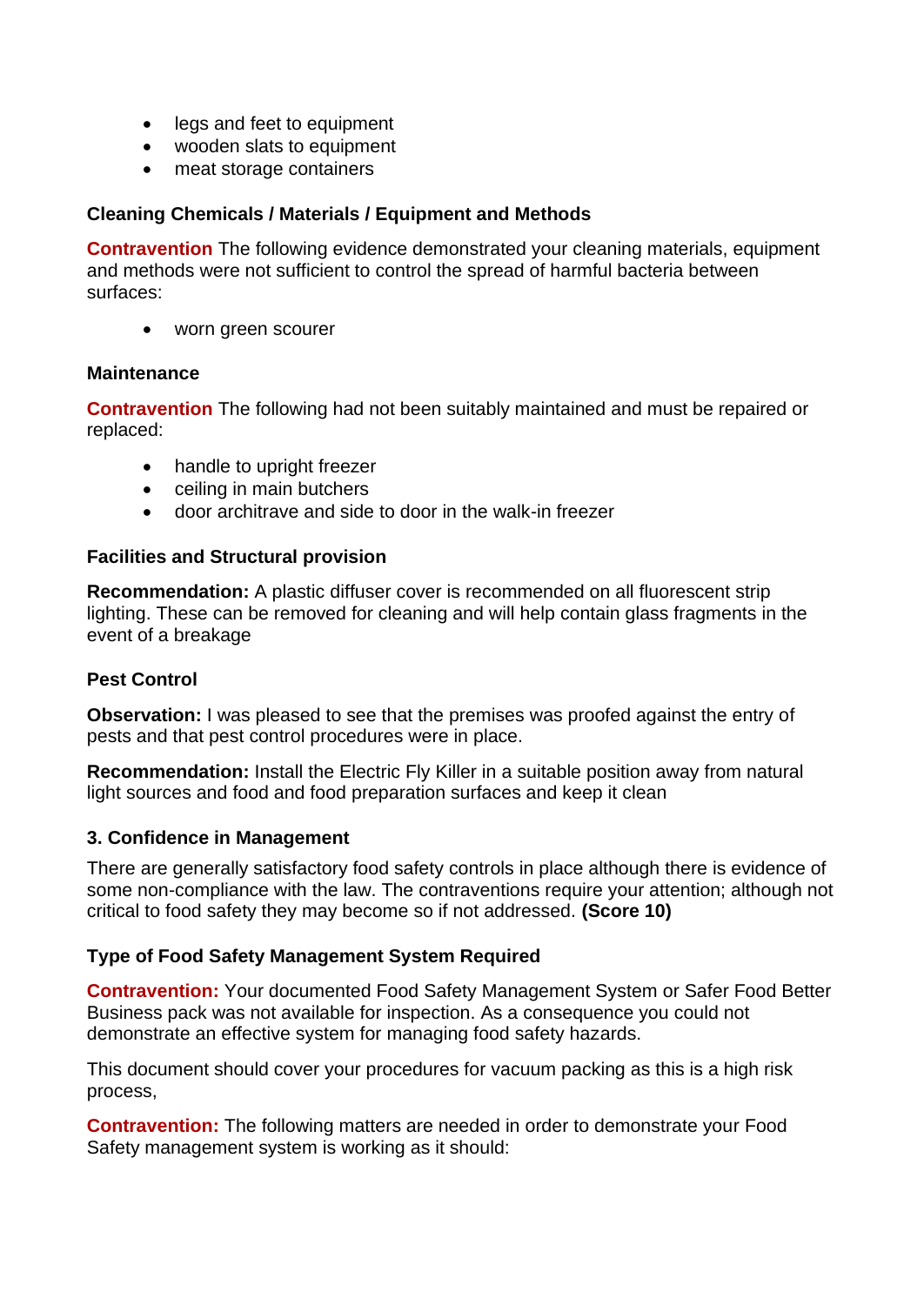- legs and feet to equipment
- wooden slats to equipment
- meat storage containers

**Cleaning Chemicals / Materials / Equipment and Methods**

**Contravention** The following evidence demonstrated your cleaning materials, equipment and methods were not sufficient to control the spread of harmful bacteria between surfaces:

- worn green scourer

**Maintenance**

**Contravention** The following had not been suitably maintained and must be repaired or replaced:

- handle to upright freezer
- ceiling in main butchers
- door architrave and side to door in the walk-in freezer

**Facilities and Structural provision**

**Recommendation:** A plastic diffuser cover is recommended on all fluorescent strip lighting. These can be removed for cleaning and will help contain glass fragments in the event of a breakage

**Pest Control**

**Observation:** I was pleased to see that the premises was proofed against the entry of pests and that pest control procedures were in place.

**Recommendation:** Install the Electric Fly Killer in a suitable position away from natural light sources and food and food preparation surfaces and keep it clean

**3. Confidence in Management**

There are generally satisfactory food safety controls in place although there is evidence of some non-compliance with the law. The contraventions require your attention; although not critical to food safety they may become so if not addressed. **(Score 10)**

**Type of Food Safety Management System Required**

**Contravention:** Your documented Food Safety Management System or Safer Food Better Business pack was not available for inspection. As a consequence you could not demonstrate an effective system for managing food safety hazards.

This document should cover your procedures for vacuum packing as this is a high risk process,

**Contravention:** The following matters are needed in order to demonstrate your Food Safety management system is working as it should: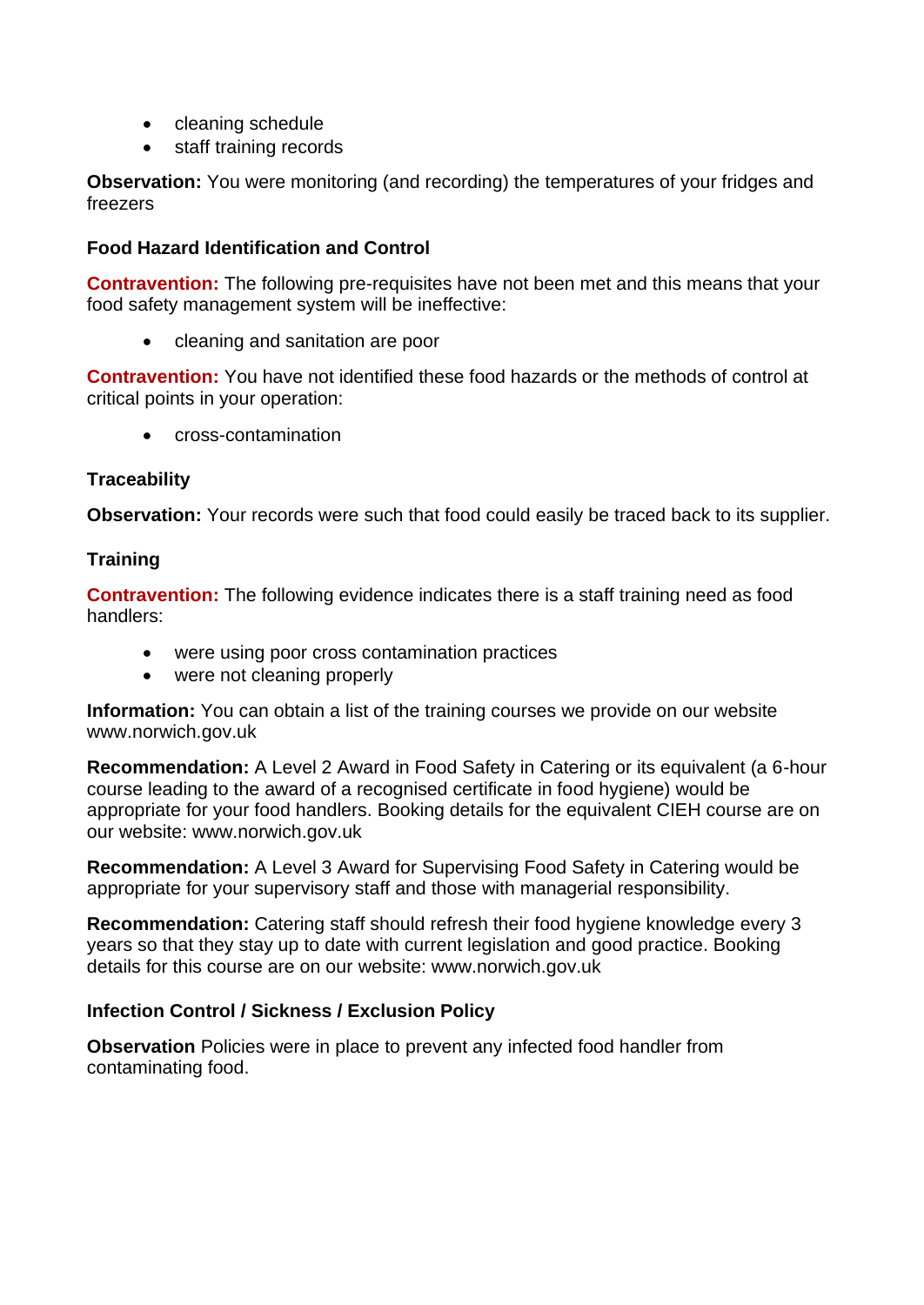- cleaning schedule
- staff training records

**Observation:** You were monitoring (and recording) the temperatures of your fridges and freezers

**Food Hazard Identification and Control**

**Contravention:** The following pre-requisites have not been met and this means that your food safety management system will be ineffective:

- cleaning and sanitation are poor

**Contravention:** You have not identified these food hazards or the methods of control at critical points in your operation:

- cross-contamination

**Traceability**

**Observation:** Your records were such that food could easily be traced back to its supplier.

**Training**

**Contravention:** The following evidence indicates there is a staff training need as food handlers:

- were using poor cross contamination practices
- were not cleaning properly

**Information:** You can obtain a list of the training courses we provide on our website www.norwich.gov.uk

**Recommendation:** A Level 2 Award in Food Safety in Catering or its equivalent (a 6-hour course leading to the award of a recognised certificate in food hygiene) would be appropriate for your food handlers. Booking details for the equivalent CIEH course are on our website: www.norwich.gov.uk

**Recommendation:** A Level 3 Award for Supervising Food Safety in Catering would be appropriate for your supervisory staff and those with managerial responsibility.

**Recommendation:** Catering staff should refresh their food hygiene knowledge every 3 years so that they stay up to date with current legislation and good practice. Booking details for this course are on our website: www.norwich.gov.uk

**Infection Control / Sickness / Exclusion Policy**

**Observation** Policies were in place to prevent any infected food handler from contaminating food.